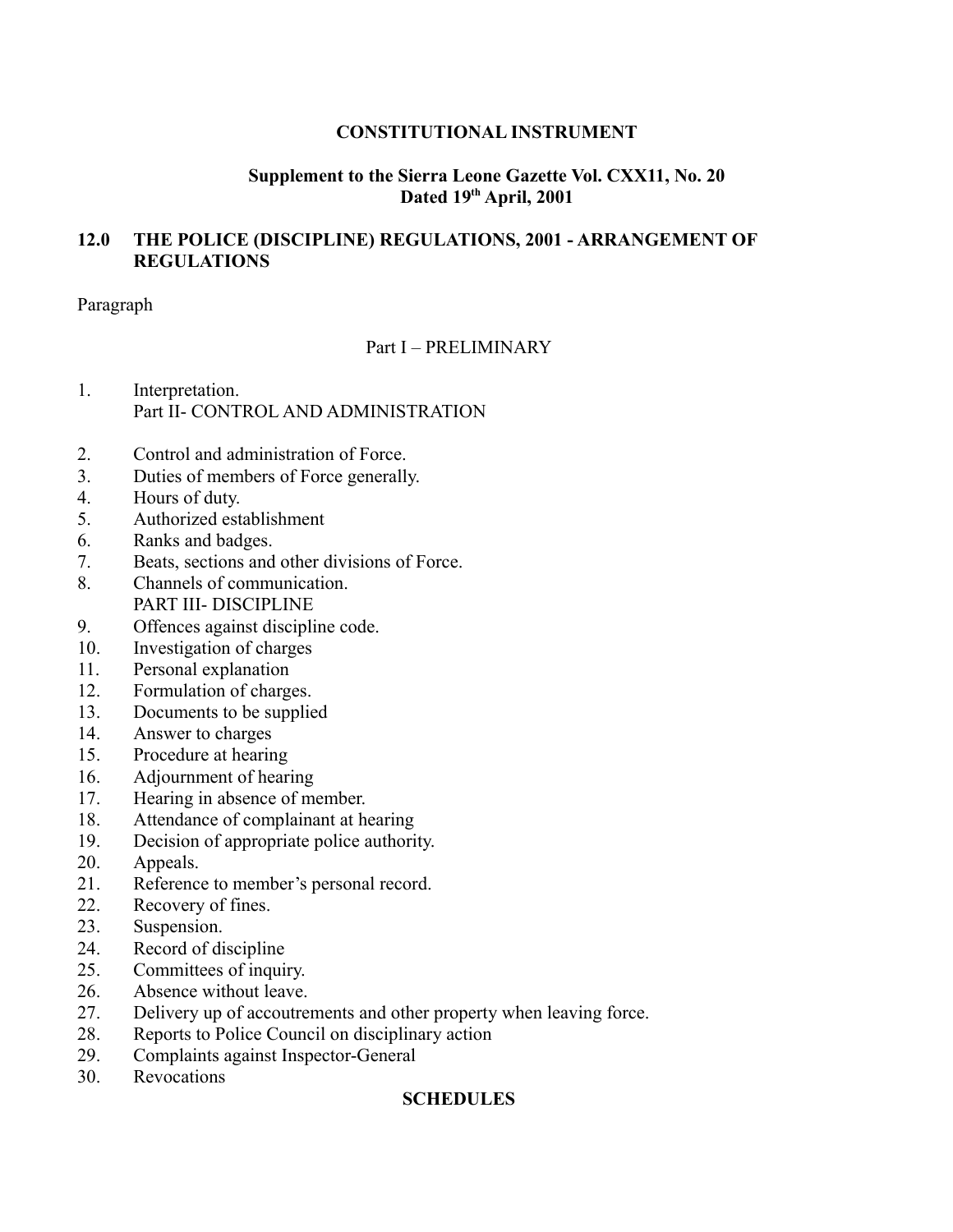**CONSTITUTIONAL INSTRUMENT**

**Supplement to the Sierra Leone Gazette Vol. CXX11, No. 20**
**Dated 19th April, 2001**

## 12.0 THE POLICE (DISCIPLINE) REGULATIONS, 2001 - ARRANGEMENT OF REGULATIONS

Paragraph

Part I – PRELIMINARY

1. Interpretation.

Part II- CONTROL AND ADMINISTRATION

2. Control and administration of Force.
3. Duties of members of Force generally.
4. Hours of duty.
5. Authorized establishment
6. Ranks and badges.
7. Beats, sections and other divisions of Force.
8. Channels of communication.

PART III- DISCIPLINE

9. Offences against discipline code.
10. Investigation of charges
11. Personal explanation
12. Formulation of charges.
13. Documents to be supplied
14. Answer to charges
15. Procedure at hearing
16. Adjournment of hearing
17. Hearing in absence of member.
18. Attendance of complainant at hearing
19. Decision of appropriate police authority.
20. Appeals.
21. Reference to member's personal record.
22. Recovery of fines.
23. Suspension.
24. Record of discipline
25. Committees of inquiry.
26. Absence without leave.
27. Delivery up of accoutrements and other property when leaving force.
28. Reports to Police Council on disciplinary action
29. Complaints against Inspector-General
30. Revocations

**SCHEDULES**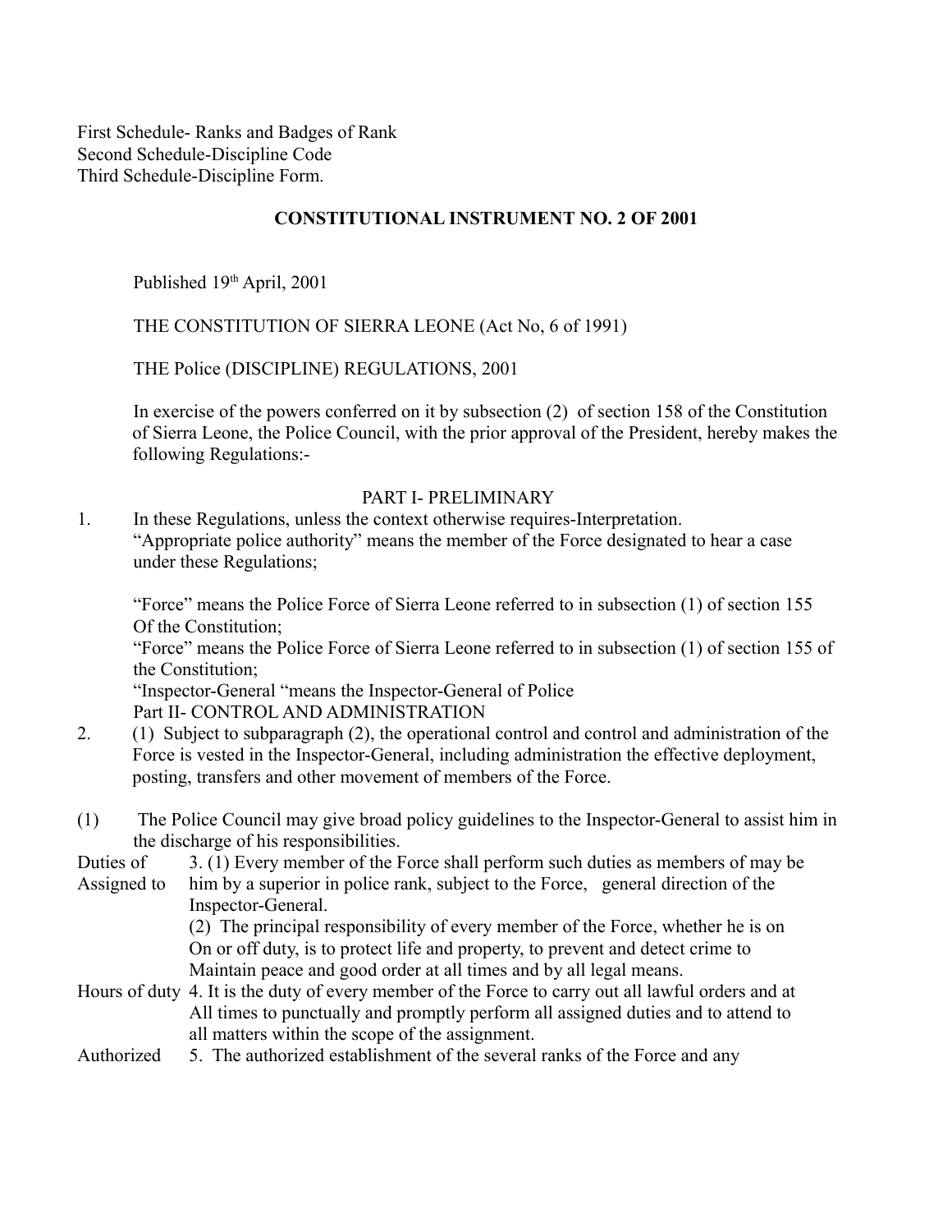First Schedule- Ranks and Badges of Rank
Second Schedule-Discipline Code
Third Schedule-Discipline Form.

**CONSTITUTIONAL INSTRUMENT NO. 2 OF 2001**

Published 19th April, 2001

THE CONSTITUTION OF SIERRA LEONE (Act No, 6 of 1991)

THE Police (DISCIPLINE) REGULATIONS, 2001

In exercise of the powers conferred on it by subsection (2) of section 158 of the Constitution of Sierra Leone, the Police Council, with the prior approval of the President, hereby makes the following Regulations:-

PART I- PRELIMINARY

1. In these Regulations, unless the context otherwise requires-Interpretation.
"Appropriate police authority" means the member of the Force designated to hear a case under these Regulations;

"Force" means the Police Force of Sierra Leone referred to in subsection (1) of section 155 Of the Constitution;
"Force" means the Police Force of Sierra Leone referred to in subsection (1) of section 155 of the Constitution;
"Inspector-General "means the Inspector-General of Police

Part II- CONTROL AND ADMINISTRATION

2. (1) Subject to subparagraph (2), the operational control and control and administration of the Force is vested in the Inspector-General, including administration the effective deployment, posting, transfers and other movement of members of the Force.

(1) The Police Council may give broad policy guidelines to the Inspector-General to assist him in the discharge of his responsibilities.

Duties of Assigned to

3. (1) Every member of the Force shall perform such duties as members of may be him by a superior in police rank, subject to the Force, general direction of the Inspector-General.
(2) The principal responsibility of every member of the Force, whether he is on On or off duty, is to protect life and property, to prevent and detect crime to Maintain peace and good order at all times and by all legal means.

Hours of duty

4. It is the duty of every member of the Force to carry out all lawful orders and at All times to punctually and promptly perform all assigned duties and to attend to all matters within the scope of the assignment.

Authorized

5. The authorized establishment of the several ranks of the Force and any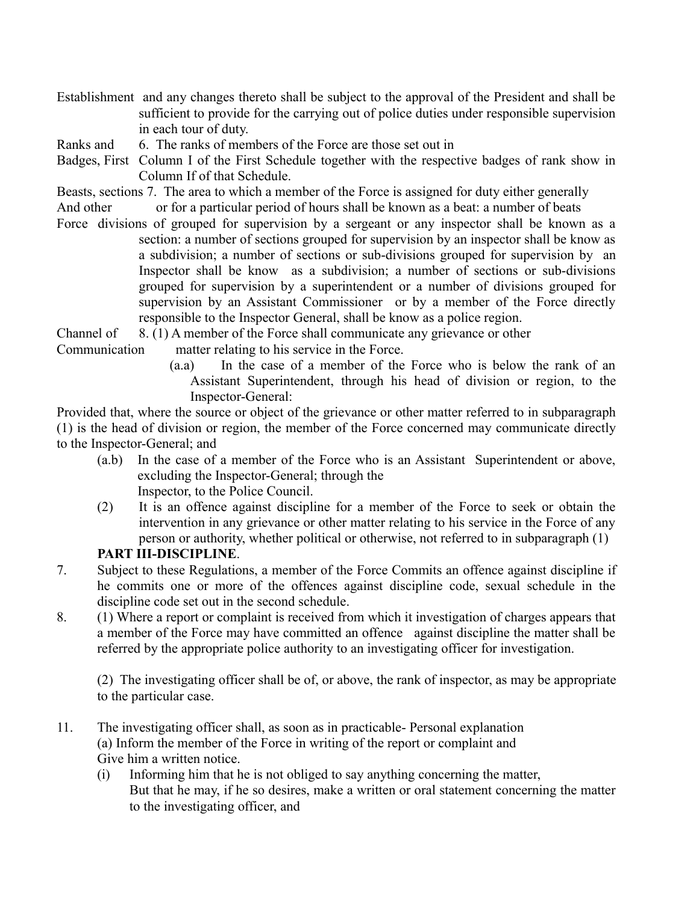Establishment and any changes thereto shall be subject to the approval of the President and shall be sufficient to provide for the carrying out of police duties under responsible supervision in each tour of duty.

Ranks and Badges, First — 6. The ranks of members of the Force are those set out in Column I of the First Schedule together with the respective badges of rank show in Column If of that Schedule.

Beasts, sections And other Force divisions — 7. The area to which a member of the Force is assigned for duty either generally or for a particular period of hours shall be known as a beat: a number of beats of grouped for supervision by a sergeant or any inspector shall be known as a section: a number of sections grouped for supervision by an inspector shall be know as a subdivision; a number of sections or sub-divisions grouped for supervision by an Inspector shall be know as a subdivision; a number of sections or sub-divisions grouped for supervision by a superintendent or a number of divisions grouped for supervision by an Assistant Commissioner or by a member of the Force directly responsible to the Inspector General, shall be know as a police region.

Channel of Communication — 8. (1) A member of the Force shall communicate any grievance or other matter relating to his service in the Force.

(a.a) In the case of a member of the Force who is below the rank of an Assistant Superintendent, through his head of division or region, to the Inspector-General:

Provided that, where the source or object of the grievance or other matter referred to in subparagraph (1) is the head of division or region, the member of the Force concerned may communicate directly to the Inspector-General; and

(a.b) In the case of a member of the Force who is an Assistant Superintendent or above, excluding the Inspector-General; through the Inspector, to the Police Council.

(2) It is an offence against discipline for a member of the Force to seek or obtain the intervention in any grievance or other matter relating to his service in the Force of any person or authority, whether political or otherwise, not referred to in subparagraph (1)

**PART III-DISCIPLINE**.

7. Subject to these Regulations, a member of the Force Commits an offence against discipline if he commits one or more of the offences against discipline code, sexual schedule in the discipline code set out in the second schedule.

8. (1) Where a report or complaint is received from which it investigation of charges appears that a member of the Force may have committed an offence against discipline the matter shall be referred by the appropriate police authority to an investigating officer for investigation.

(2) The investigating officer shall be of, or above, the rank of inspector, as may be appropriate to the particular case.

11. The investigating officer shall, as soon as in practicable- Personal explanation

(a) Inform the member of the Force in writing of the report or complaint and Give him a written notice.

(i) Informing him that he is not obliged to say anything concerning the matter, But that he may, if he so desires, make a written or oral statement concerning the matter to the investigating officer, and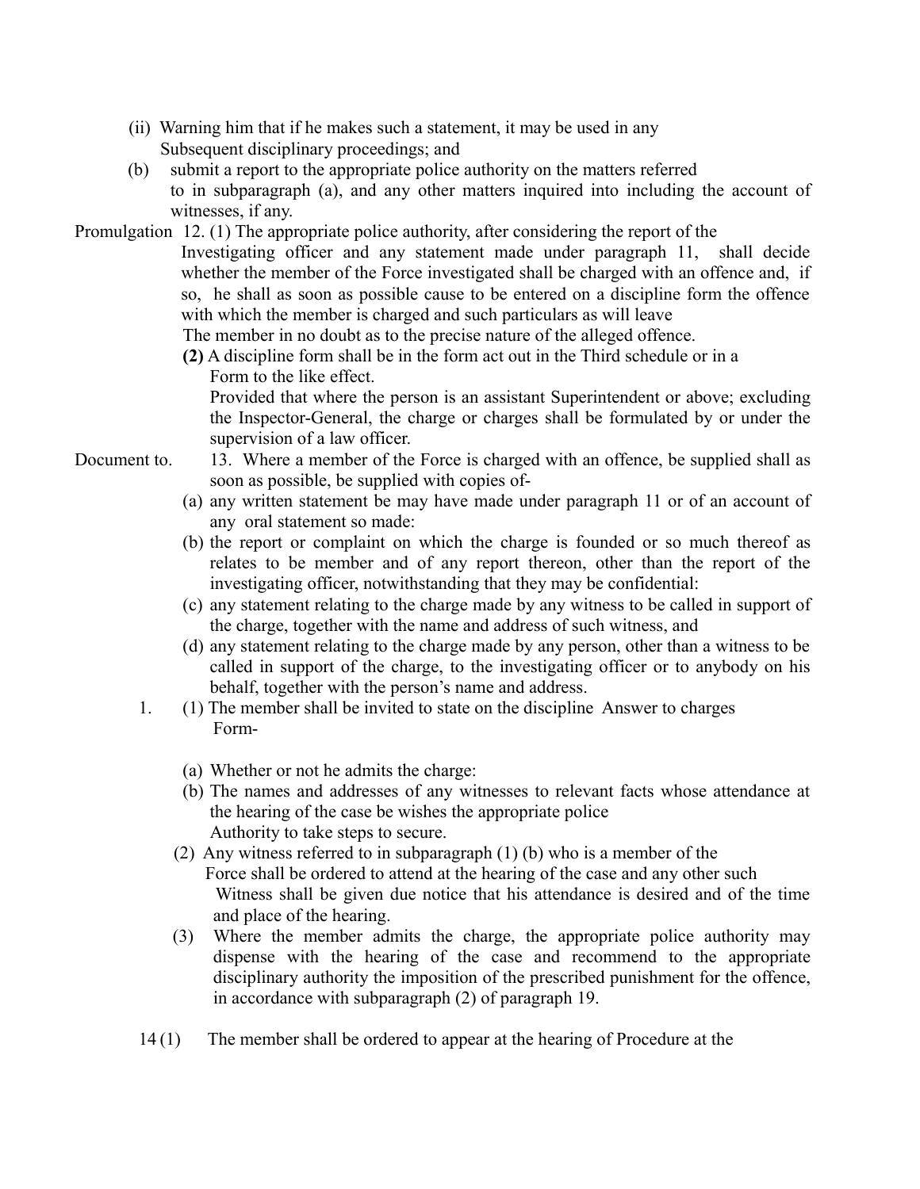(ii) Warning him that if he makes such a statement, it may be used in any Subsequent disciplinary proceedings; and

(b) submit a report to the appropriate police authority on the matters referred to in subparagraph (a), and any other matters inquired into including the account of witnesses, if any.

Promulgation 12. (1) The appropriate police authority, after considering the report of the Investigating officer and any statement made under paragraph 11, shall decide whether the member of the Force investigated shall be charged with an offence and, if so, he shall as soon as possible cause to be entered on a discipline form the offence with which the member is charged and such particulars as will leave The member in no doubt as to the precise nature of the alleged offence.

**(2)** A discipline form shall be in the form act out in the Third schedule or in a Form to the like effect.

Provided that where the person is an assistant Superintendent or above; excluding the Inspector-General, the charge or charges shall be formulated by or under the supervision of a law officer.

Document to. 13. Where a member of the Force is charged with an offence, be supplied shall as soon as possible, be supplied with copies of-

(a) any written statement be may have made under paragraph 11 or of an account of any oral statement so made:

(b) the report or complaint on which the charge is founded or so much thereof as relates to be member and of any report thereon, other than the report of the investigating officer, notwithstanding that they may be confidential:

(c) any statement relating to the charge made by any witness to be called in support of the charge, together with the name and address of such witness, and

(d) any statement relating to the charge made by any person, other than a witness to be called in support of the charge, to the investigating officer or to anybody on his behalf, together with the person's name and address.

1. (1) The member shall be invited to state on the discipline Answer to charges Form-

(a) Whether or not he admits the charge:

(b) The names and addresses of any witnesses to relevant facts whose attendance at the hearing of the case be wishes the appropriate police Authority to take steps to secure.

(2) Any witness referred to in subparagraph (1) (b) who is a member of the Force shall be ordered to attend at the hearing of the case and any other such Witness shall be given due notice that his attendance is desired and of the time and place of the hearing.

(3) Where the member admits the charge, the appropriate police authority may dispense with the hearing of the case and recommend to the appropriate disciplinary authority the imposition of the prescribed punishment for the offence, in accordance with subparagraph (2) of paragraph 19.

14 (1) The member shall be ordered to appear at the hearing of Procedure at the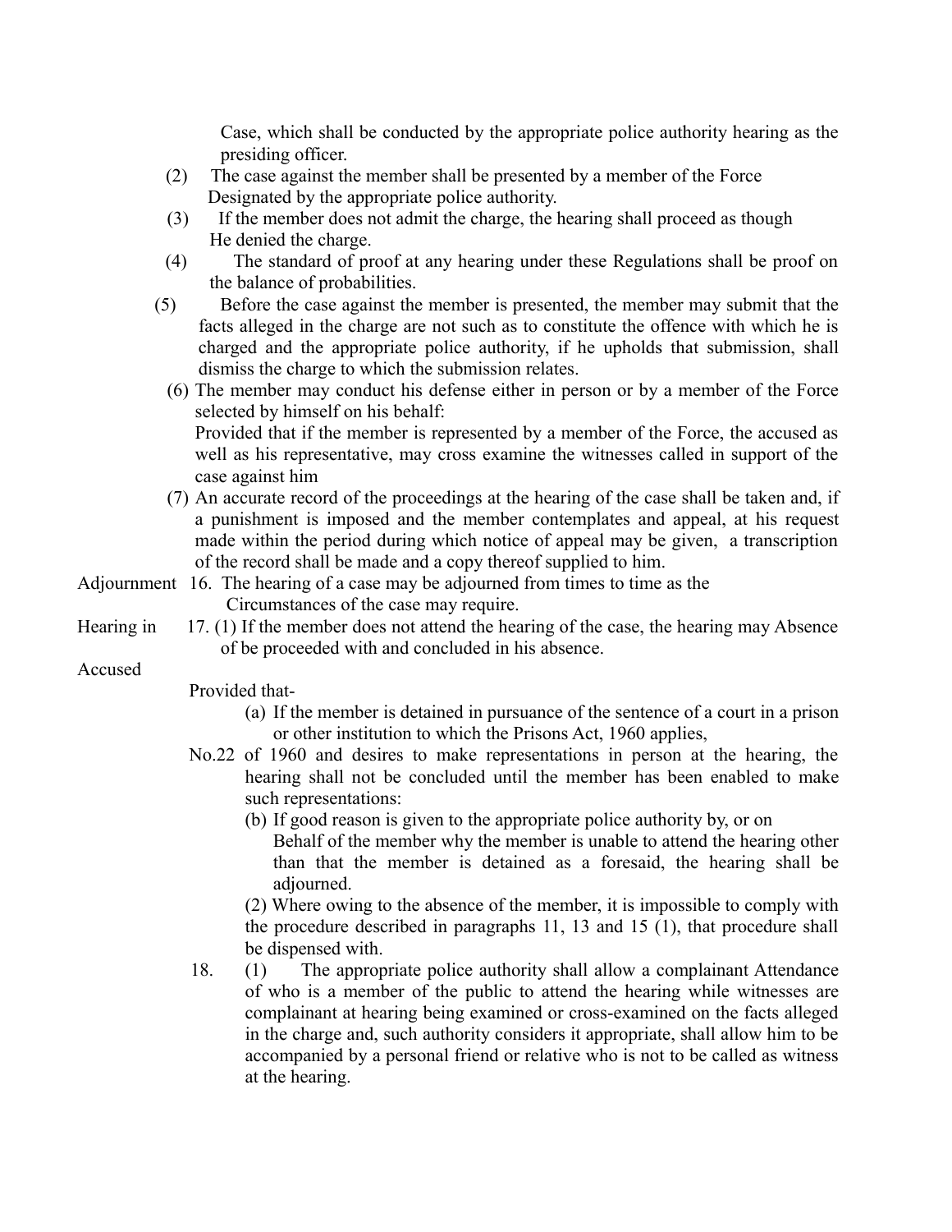Case, which shall be conducted by the appropriate police authority hearing as the presiding officer.

(2) The case against the member shall be presented by a member of the Force Designated by the appropriate police authority.

(3) If the member does not admit the charge, the hearing shall proceed as though He denied the charge.

(4) The standard of proof at any hearing under these Regulations shall be proof on the balance of probabilities.

(5) Before the case against the member is presented, the member may submit that the facts alleged in the charge are not such as to constitute the offence with which he is charged and the appropriate police authority, if he upholds that submission, shall dismiss the charge to which the submission relates.

(6) The member may conduct his defense either in person or by a member of the Force selected by himself on his behalf:

Provided that if the member is represented by a member of the Force, the accused as well as his representative, may cross examine the witnesses called in support of the case against him

(7) An accurate record of the proceedings at the hearing of the case shall be taken and, if a punishment is imposed and the member contemplates and appeal, at his request made within the period during which notice of appeal may be given, a transcription of the record shall be made and a copy thereof supplied to him.

Adjournment

16. The hearing of a case may be adjourned from times to time as the Circumstances of the case may require.

Hearing in Absence of Accused

17. (1) If the member does not attend the hearing of the case, the hearing may be proceeded with and concluded in his absence.

Provided that-

(a) If the member is detained in pursuance of the sentence of a court in a prison or other institution to which the Prisons Act, 1960 applies,

No.22 of 1960 and desires to make representations in person at the hearing, the hearing shall not be concluded until the member has been enabled to make such representations:

(b) If good reason is given to the appropriate police authority by, or on Behalf of the member why the member is unable to attend the hearing other than that the member is detained as a foresaid, the hearing shall be adjourned.

(2) Where owing to the absence of the member, it is impossible to comply with the procedure described in paragraphs 11, 13 and 15 (1), that procedure shall be dispensed with.

Attendance of complainant at hearing

18. (1) The appropriate police authority shall allow a complainant who is a member of the public to attend the hearing while witnesses are being examined or cross-examined on the facts alleged in the charge and, such authority considers it appropriate, shall allow him to be accompanied by a personal friend or relative who is not to be called as witness at the hearing.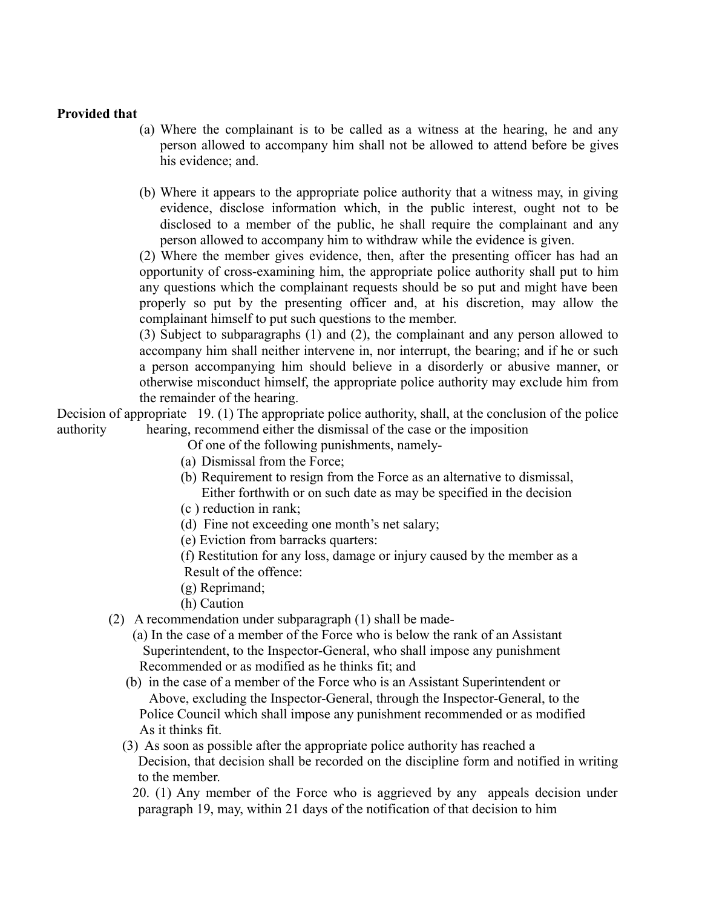**Provided that**

(a) Where the complainant is to be called as a witness at the hearing, he and any person allowed to accompany him shall not be allowed to attend before be gives his evidence; and.

(b) Where it appears to the appropriate police authority that a witness may, in giving evidence, disclose information which, in the public interest, ought not to be disclosed to a member of the public, he shall require the complainant and any person allowed to accompany him to withdraw while the evidence is given.

(2) Where the member gives evidence, then, after the presenting officer has had an opportunity of cross-examining him, the appropriate police authority shall put to him any questions which the complainant requests should be so put and might have been properly so put by the presenting officer and, at his discretion, may allow the complainant himself to put such questions to the member.

(3) Subject to subparagraphs (1) and (2), the complainant and any person allowed to accompany him shall neither intervene in, nor interrupt, the bearing; and if he or such a person accompanying him should believe in a disorderly or abusive manner, or otherwise misconduct himself, the appropriate police authority may exclude him from the remainder of the hearing.

Decision of appropriate authority

19. (1) The appropriate police authority, shall, at the conclusion of the police hearing, recommend either the dismissal of the case or the imposition Of one of the following punishments, namely-

(a) Dismissal from the Force;

(b) Requirement to resign from the Force as an alternative to dismissal, Either forthwith or on such date as may be specified in the decision

(c ) reduction in rank;

(d) Fine not exceeding one month's net salary;

(e) Eviction from barracks quarters:

(f) Restitution for any loss, damage or injury caused by the member as a Result of the offence:

(g) Reprimand;

(h) Caution

(2) A recommendation under subparagraph (1) shall be made-

(a) In the case of a member of the Force who is below the rank of an Assistant Superintendent, to the Inspector-General, who shall impose any punishment Recommended or as modified as he thinks fit; and

(b) in the case of a member of the Force who is an Assistant Superintendent or Above, excluding the Inspector-General, through the Inspector-General, to the Police Council which shall impose any punishment recommended or as modified As it thinks fit.

(3) As soon as possible after the appropriate police authority has reached a Decision, that decision shall be recorded on the discipline form and notified in writing to the member.

20. (1) Any member of the Force who is aggrieved by any appeals decision under paragraph 19, may, within 21 days of the notification of that decision to him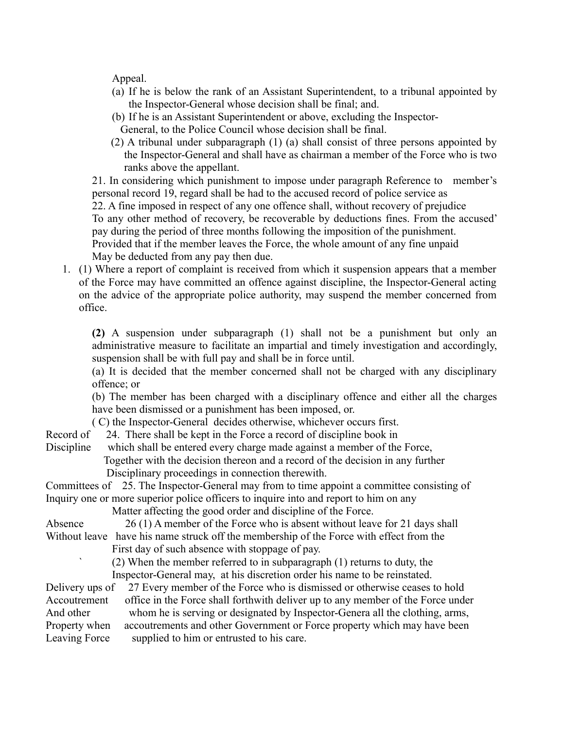Appeal.

(a) If he is below the rank of an Assistant Superintendent, to a tribunal appointed by the Inspector-General whose decision shall be final; and.

(b) If he is an Assistant Superintendent or above, excluding the Inspector-General, to the Police Council whose decision shall be final.

(2) A tribunal under subparagraph (1) (a) shall consist of three persons appointed by the Inspector-General and shall have as chairman a member of the Force who is two ranks above the appellant.

21. In considering which punishment to impose under paragraph Reference to member's personal record 19, regard shall be had to the accused record of police service as

22. A fine imposed in respect of any one offence shall, without recovery of prejudice To any other method of recovery, be recoverable by deductions fines. From the accused' pay during the period of three months following the imposition of the punishment. Provided that if the member leaves the Force, the whole amount of any fine unpaid May be deducted from any pay then due.

1. (1) Where a report of complaint is received from which it suspension appears that a member of the Force may have committed an offence against discipline, the Inspector-General acting on the advice of the appropriate police authority, may suspend the member concerned from office.

**(2)** A suspension under subparagraph (1) shall not be a punishment but only an administrative measure to facilitate an impartial and timely investigation and accordingly, suspension shall be with full pay and shall be in force until.

(a) It is decided that the member concerned shall not be charged with any disciplinary offence; or

(b) The member has been charged with a disciplinary offence and either all the charges have been dismissed or a punishment has been imposed, or.

( C) the Inspector-General decides otherwise, whichever occurs first.

**Record of Discipline**

24. There shall be kept in the Force a record of discipline book in which shall be entered every charge made against a member of the Force, Together with the decision thereon and a record of the decision in any further Disciplinary proceedings in connection therewith.

**Committees of Inquiry**

25. The Inspector-General may from to time appoint a committee consisting of one or more superior police officers to inquire into and report to him on any Matter affecting the good order and discipline of the Force.

**Absence Without leave**

26 (1) A member of the Force who is absent without leave for 21 days shall have his name struck off the membership of the Force with effect from the First day of such absence with stoppage of pay.

` (2) When the member referred to in subparagraph (1) returns to duty, the Inspector-General may, at his discretion order his name to be reinstated.

**Delivery ups of Accoutrement And other Property when Leaving Force**

27 Every member of the Force who is dismissed or otherwise ceases to hold office in the Force shall forthwith deliver up to any member of the Force under whom he is serving or designated by Inspector-Genera all the clothing, arms, accoutrements and other Government or Force property which may have been supplied to him or entrusted to his care.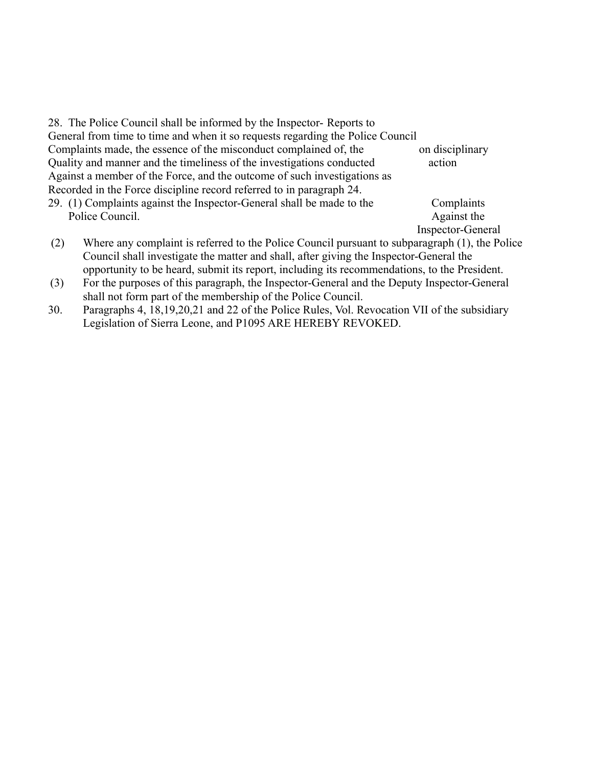28. The Police Council shall be informed by the Inspector- General from time to time and when it so requests regarding the Complaints made, the essence of the misconduct complained of, the Quality and manner and the timeliness of the investigations conducted Against a member of the Force, and the outcome of such investigations as Recorded in the Force discipline record referred to in paragraph 24.

*Reports to Police Council on disciplinary action*

29. (1) Complaints against the Inspector-General shall be made to the Police Council.

*Complaints Against the Inspector-General*

(2) Where any complaint is referred to the Police Council pursuant to subparagraph (1), the Police Council shall investigate the matter and shall, after giving the Inspector-General the opportunity to be heard, submit its report, including its recommendations, to the President.

(3) For the purposes of this paragraph, the Inspector-General and the Deputy Inspector-General shall not form part of the membership of the Police Council.

30. Paragraphs 4, 18,19,20,21 and 22 of the Police Rules, Vol. VII of the subsidiary Legislation of Sierra Leone, and P1095 ARE HEREBY REVOKED.

*Revocation*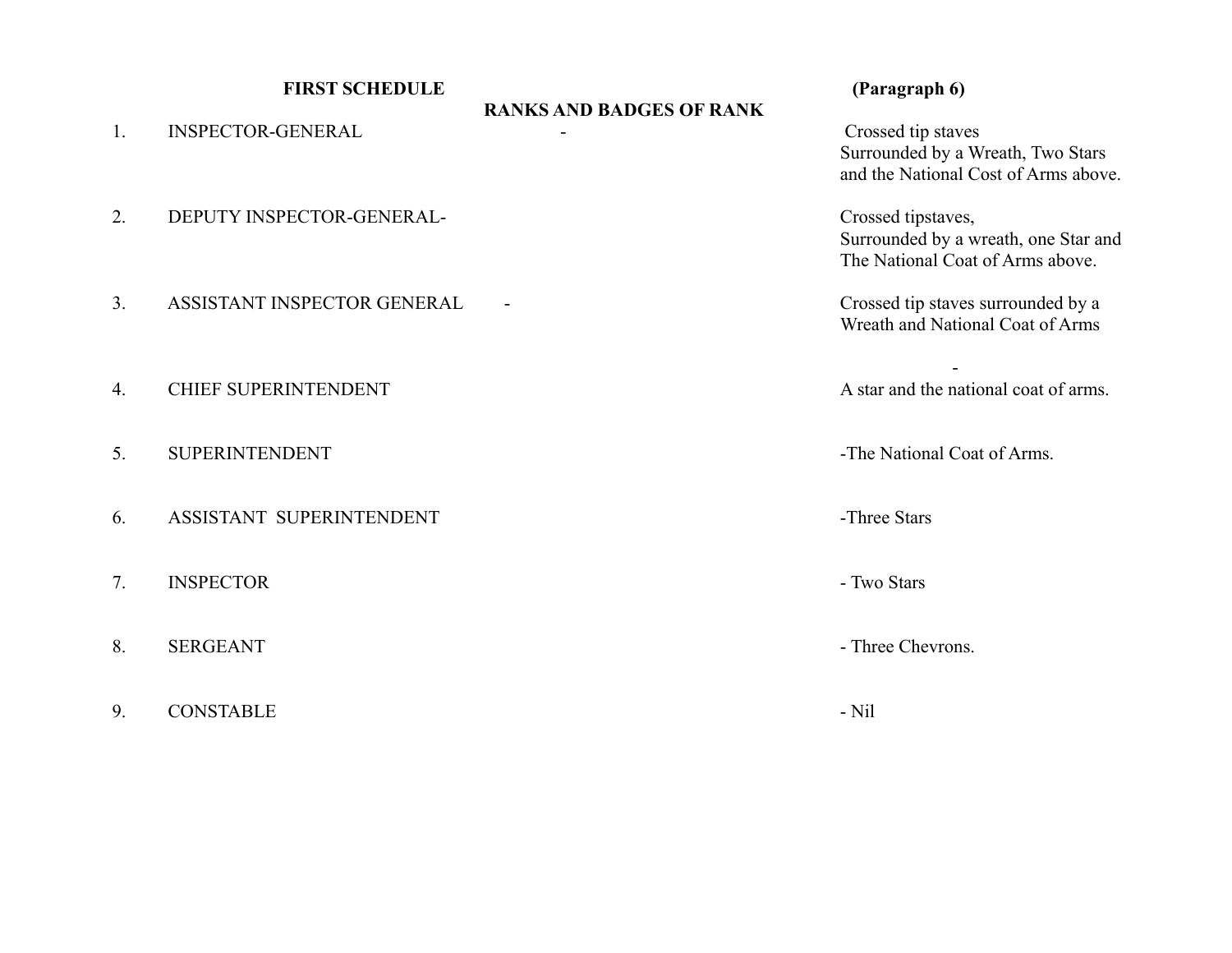**FIRST SCHEDULE** **(Paragraph 6)**

**RANKS AND BADGES OF RANK**

| No. | Rank | Badge of Rank |
|---|---|---|
| 1. | INSPECTOR-GENERAL - | Crossed tip staves Surrounded by a Wreath, Two Stars and the National Cost of Arms above. |
| 2. | DEPUTY INSPECTOR-GENERAL- | Crossed tipstaves, Surrounded by a wreath, one Star and The National Coat of Arms above. |
| 3. | ASSISTANT INSPECTOR GENERAL - | Crossed tip staves surrounded by a Wreath and National Coat of Arms |
| 4. | CHIEF SUPERINTENDENT | - A star and the national coat of arms. |
| 5. | SUPERINTENDENT | -The National Coat of Arms. |
| 6. | ASSISTANT SUPERINTENDENT | -Three Stars |
| 7. | INSPECTOR | - Two Stars |
| 8. | SERGEANT | - Three Chevrons. |
| 9. | CONSTABLE | - Nil |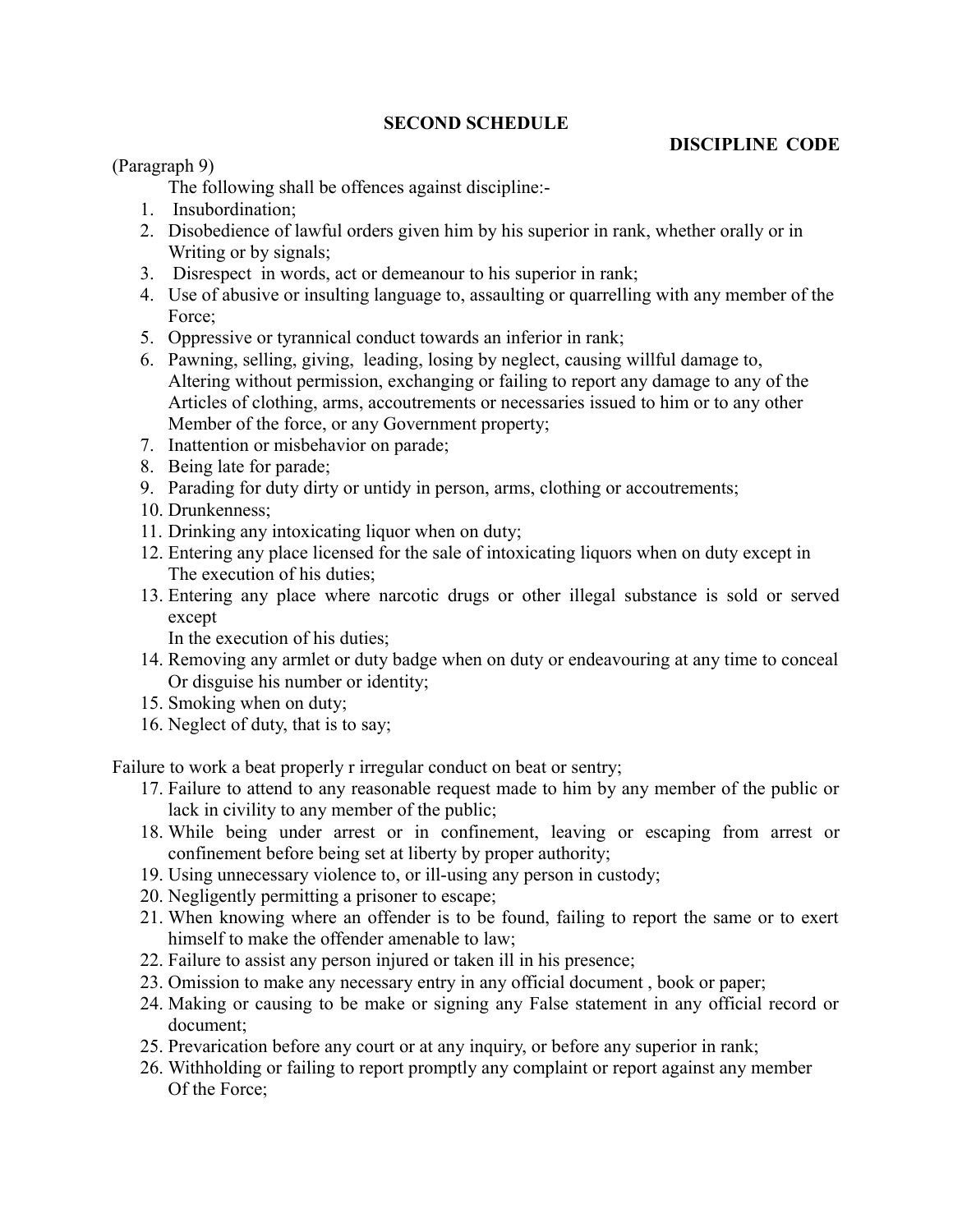## SECOND SCHEDULE

**DISCIPLINE CODE**

(Paragraph 9)

The following shall be offences against discipline:-

1. Insubordination;
2. Disobedience of lawful orders given him by his superior in rank, whether orally or in Writing or by signals;
3. Disrespect in words, act or demeanour to his superior in rank;
4. Use of abusive or insulting language to, assaulting or quarrelling with any member of the Force;
5. Oppressive or tyrannical conduct towards an inferior in rank;
6. Pawning, selling, giving, leading, losing by neglect, causing willful damage to, Altering without permission, exchanging or failing to report any damage to any of the Articles of clothing, arms, accoutrements or necessaries issued to him or to any other Member of the force, or any Government property;
7. Inattention or misbehavior on parade;
8. Being late for parade;
9. Parading for duty dirty or untidy in person, arms, clothing or accoutrements;
10. Drunkenness;
11. Drinking any intoxicating liquor when on duty;
12. Entering any place licensed for the sale of intoxicating liquors when on duty except in The execution of his duties;
13. Entering any place where narcotic drugs or other illegal substance is sold or served except
    In the execution of his duties;
14. Removing any armlet or duty badge when on duty or endeavouring at any time to conceal Or disguise his number or identity;
15. Smoking when on duty;
16. Neglect of duty, that is to say;

Failure to work a beat properly r irregular conduct on beat or sentry;

17. Failure to attend to any reasonable request made to him by any member of the public or lack in civility to any member of the public;
18. While being under arrest or in confinement, leaving or escaping from arrest or confinement before being set at liberty by proper authority;
19. Using unnecessary violence to, or ill-using any person in custody;
20. Negligently permitting a prisoner to escape;
21. When knowing where an offender is to be found, failing to report the same or to exert himself to make the offender amenable to law;
22. Failure to assist any person injured or taken ill in his presence;
23. Omission to make any necessary entry in any official document , book or paper;
24. Making or causing to be make or signing any False statement in any official record or document;
25. Prevarication before any court or at any inquiry, or before any superior in rank;
26. Withholding or failing to report promptly any complaint or report against any member Of the Force;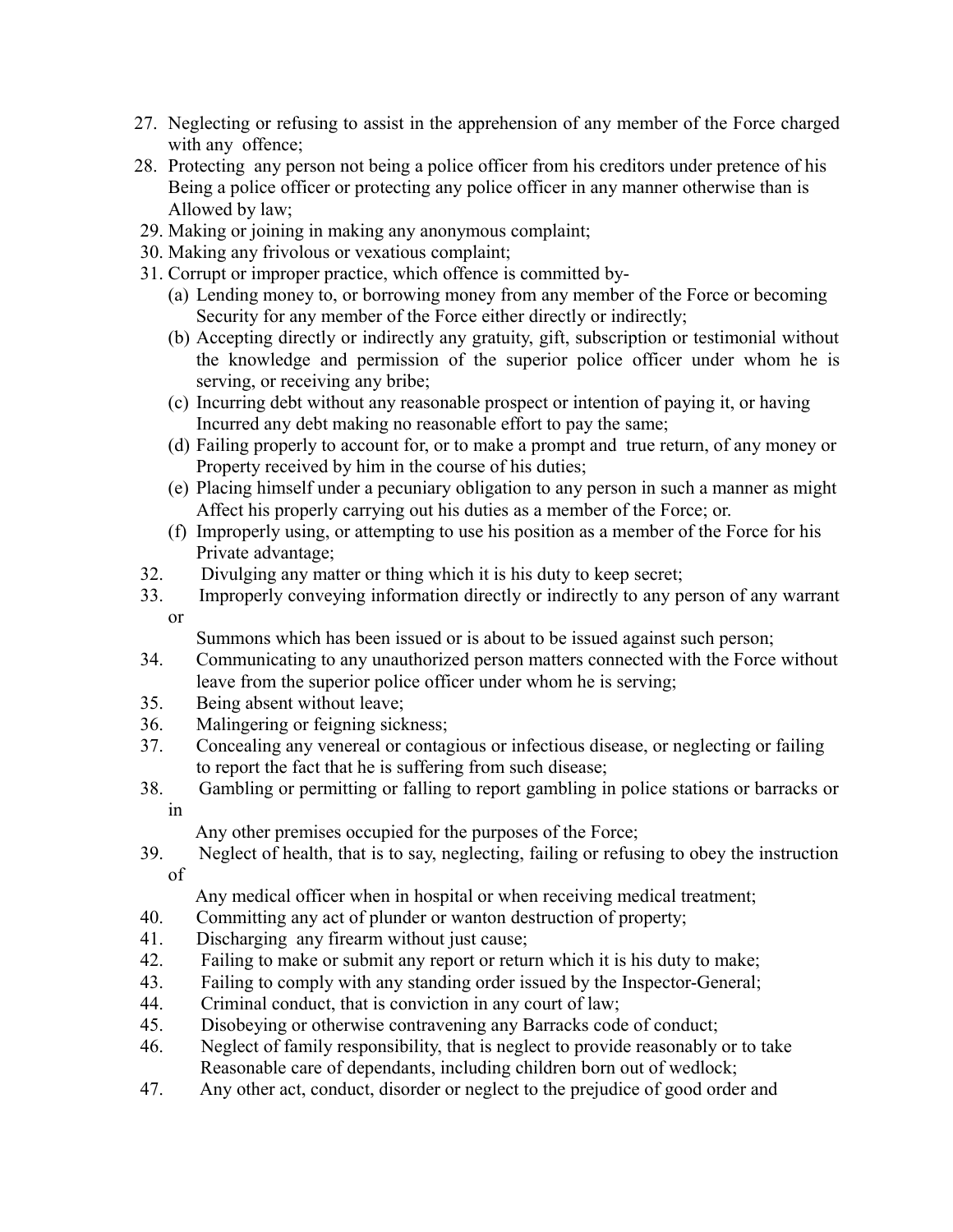27. Neglecting or refusing to assist in the apprehension of any member of the Force charged with any offence;
28. Protecting any person not being a police officer from his creditors under pretence of his Being a police officer or protecting any police officer in any manner otherwise than is Allowed by law;
29. Making or joining in making any anonymous complaint;
30. Making any frivolous or vexatious complaint;
31. Corrupt or improper practice, which offence is committed by-
    (a) Lending money to, or borrowing money from any member of the Force or becoming Security for any member of the Force either directly or indirectly;
    (b) Accepting directly or indirectly any gratuity, gift, subscription or testimonial without the knowledge and permission of the superior police officer under whom he is serving, or receiving any bribe;
    (c) Incurring debt without any reasonable prospect or intention of paying it, or having Incurred any debt making no reasonable effort to pay the same;
    (d) Failing properly to account for, or to make a prompt and true return, of any money or Property received by him in the course of his duties;
    (e) Placing himself under a pecuniary obligation to any person in such a manner as might Affect his properly carrying out his duties as a member of the Force; or.
    (f) Improperly using, or attempting to use his position as a member of the Force for his Private advantage;
32. Divulging any matter or thing which it is his duty to keep secret;
33. Improperly conveying information directly or indirectly to any person of any warrant or Summons which has been issued or is about to be issued against such person;
34. Communicating to any unauthorized person matters connected with the Force without leave from the superior police officer under whom he is serving;
35. Being absent without leave;
36. Malingering or feigning sickness;
37. Concealing any venereal or contagious or infectious disease, or neglecting or failing to report the fact that he is suffering from such disease;
38. Gambling or permitting or falling to report gambling in police stations or barracks or in Any other premises occupied for the purposes of the Force;
39. Neglect of health, that is to say, neglecting, failing or refusing to obey the instruction of Any medical officer when in hospital or when receiving medical treatment;
40. Committing any act of plunder or wanton destruction of property;
41. Discharging any firearm without just cause;
42. Failing to make or submit any report or return which it is his duty to make;
43. Failing to comply with any standing order issued by the Inspector-General;
44. Criminal conduct, that is conviction in any court of law;
45. Disobeying or otherwise contravening any Barracks code of conduct;
46. Neglect of family responsibility, that is neglect to provide reasonably or to take Reasonable care of dependants, including children born out of wedlock;
47. Any other act, conduct, disorder or neglect to the prejudice of good order and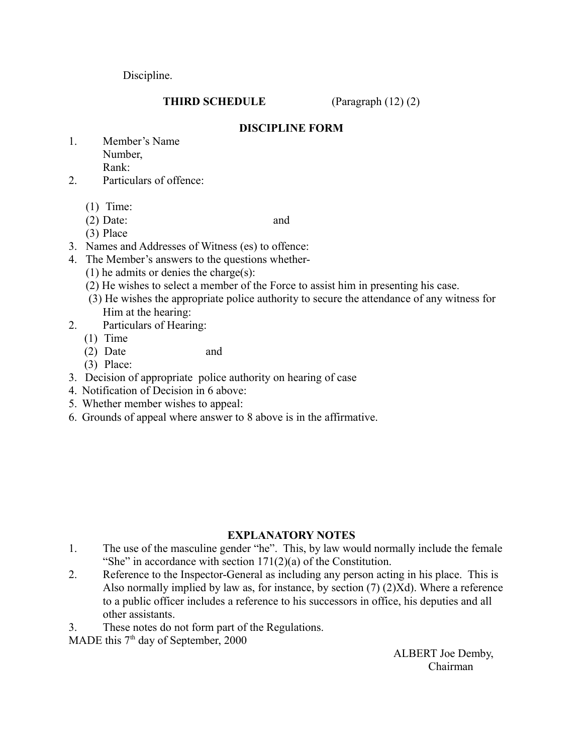Discipline.

**THIRD SCHEDULE** (Paragraph (12) (2)

**DISCIPLINE FORM**

1. Member's Name
   Number,
   Rank:
2. Particulars of offence:

   (1) Time:
   (2) Date: and
   (3) Place
3. Names and Addresses of Witness (es) to offence:
4. The Member's answers to the questions whether-
   (1) he admits or denies the charge(s):
   (2) He wishes to select a member of the Force to assist him in presenting his case.
   (3) He wishes the appropriate police authority to secure the attendance of any witness for Him at the hearing:
2. Particulars of Hearing:
   (1) Time
   (2) Date and
   (3) Place:
3. Decision of appropriate police authority on hearing of case
4. Notification of Decision in 6 above:
5. Whether member wishes to appeal:
6. Grounds of appeal where answer to 8 above is in the affirmative.

**EXPLANATORY NOTES**

1. The use of the masculine gender "he". This, by law would normally include the female "She" in accordance with section 171(2)(a) of the Constitution.
2. Reference to the Inspector-General as including any person acting in his place. This is Also normally implied by law as, for instance, by section (7) (2)Xd). Where a reference to a public officer includes a reference to his successors in office, his deputies and all other assistants.
3. These notes do not form part of the Regulations.

MADE this 7th day of September, 2000

ALBERT Joe Demby,
Chairman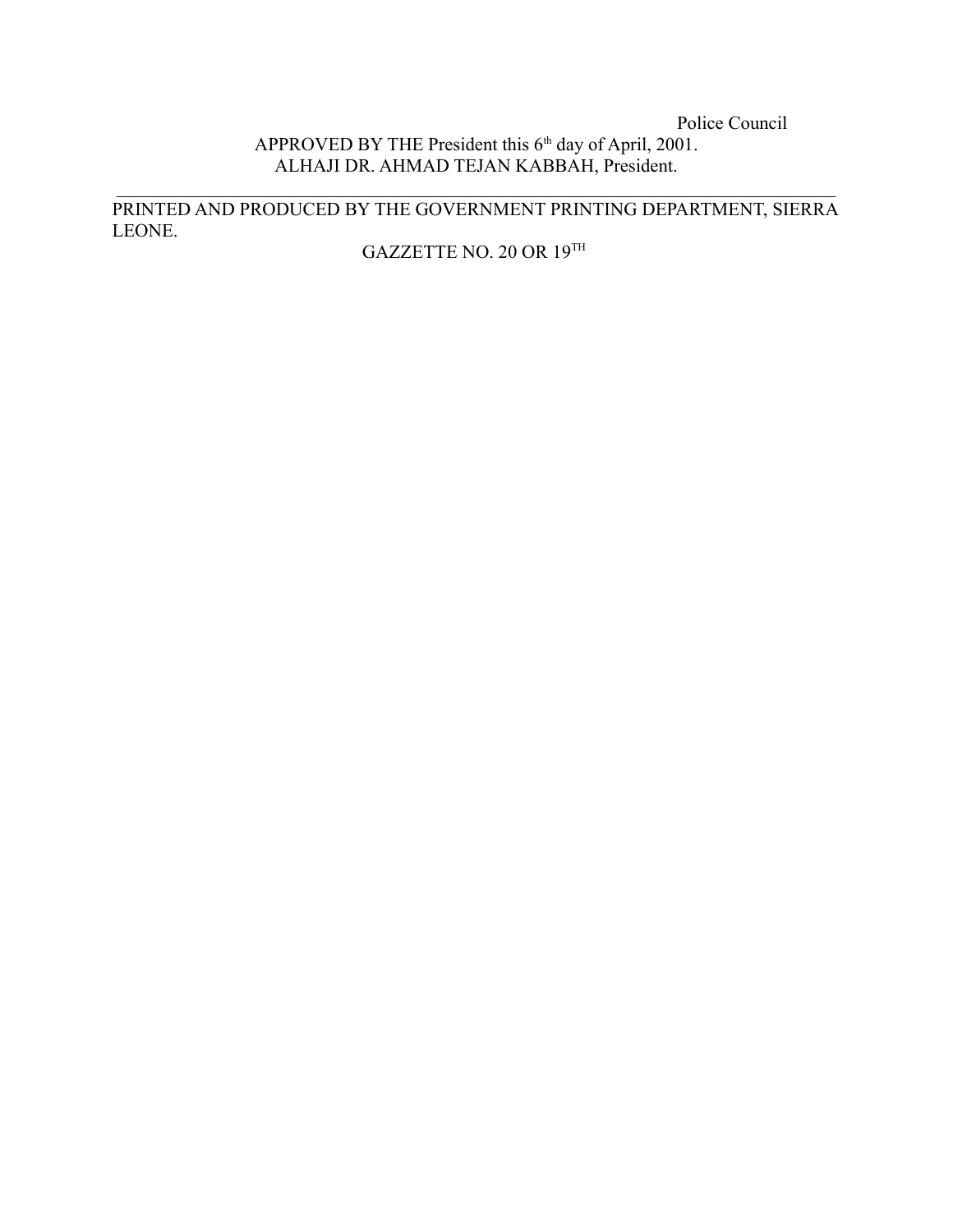Police Council

APPROVED BY THE President this 6th day of April, 2001.

ALHAJI DR. AHMAD TEJAN KABBAH, President.

---

PRINTED AND PRODUCED BY THE GOVERNMENT PRINTING DEPARTMENT, SIERRA LEONE.

GAZZETTE NO. 20 OR 19TH